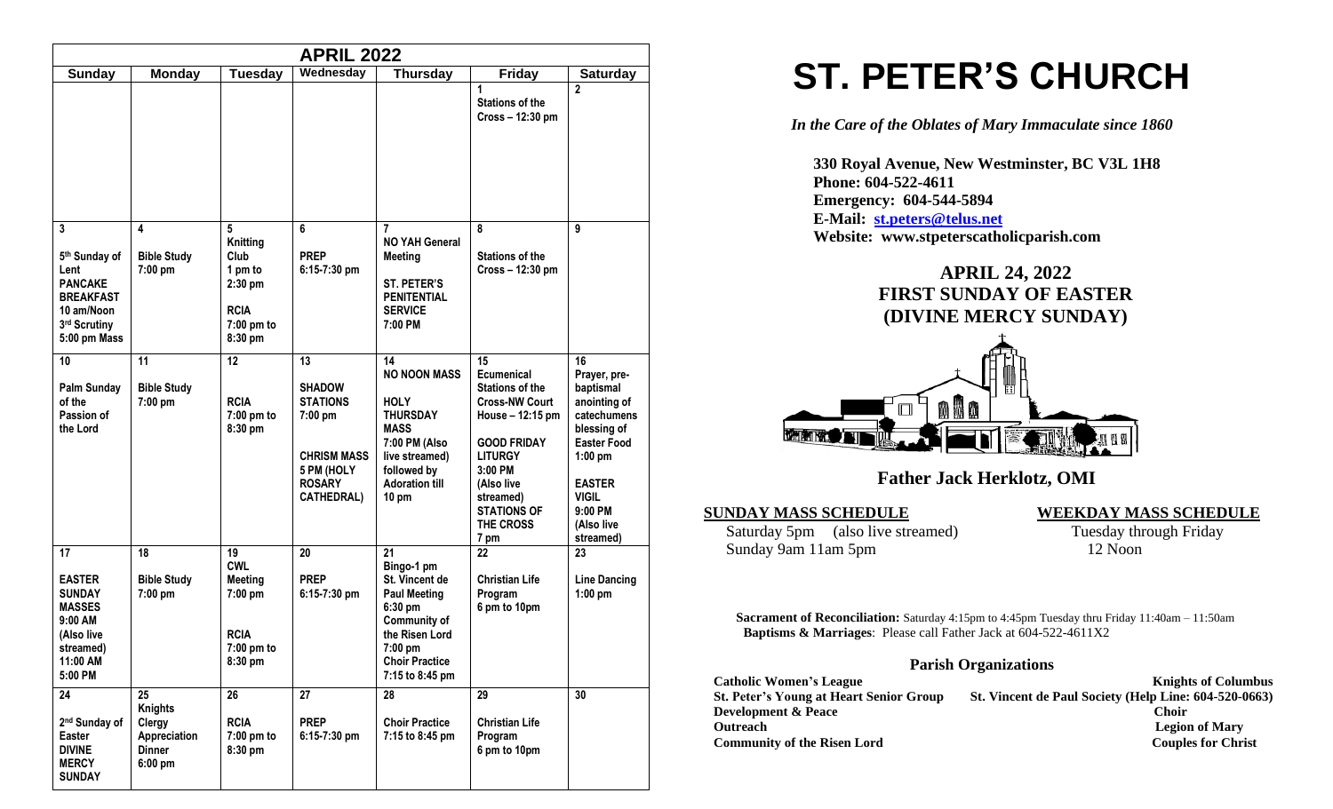| APRIL 2022 | | | | | | |
|---|---|---|---|---|---|---|
| **Sunday** | **Monday** | **Tuesday** | **Wednesday** | **Thursday** | **Friday** | **Saturday** |
| | | | | | **1** **Stations of the Cross – 12:30 pm** | **2** |
| **3** **5th Sunday of Lent** **PANCAKE BREAKFAST 10 am/Noon** **3rd Scrutiny 5:00 pm Mass** | **4** **Bible Study 7:00 pm** | **5** **Knitting Club 1 pm to 2:30 pm** **RCIA 7:00 pm to 8:30 pm** | **6** **PREP 6:15-7:30 pm** | **7** **NO YAH General Meeting** **ST. PETER'S PENITENTIAL SERVICE 7:00 PM** | **8** **Stations of the Cross – 12:30 pm** | **9** |
| **10** **Palm Sunday of the Passion of the Lord** | **11** **Bible Study 7:00 pm** | **12** **RCIA 7:00 pm to 8:30 pm** | **13** **SHADOW STATIONS 7:00 pm** **CHRISM MASS 5 PM (HOLY ROSARY CATHEDRAL)** | **14** **NO NOON MASS** **HOLY THURSDAY MASS 7:00 PM (Also live streamed) followed by Adoration till 10 pm** | **15** **Ecumenical Stations of the Cross-NW Court House – 12:15 pm** **GOOD FRIDAY LITURGY 3:00 PM (Also live streamed)** **STATIONS OF THE CROSS 7 pm** | **16** **Prayer, pre-baptismal anointing of catechumens blessing of Easter Food 1:00 pm** **EASTER VIGIL 9:00 PM (Also live streamed)** |
| **17** **EASTER SUNDAY MASSES 9:00 AM (Also live streamed) 11:00 AM 5:00 PM** | **18** **Bible Study 7:00 pm** | **19** **CWL Meeting 7:00 pm** **RCIA 7:00 pm to 8:30 pm** | **20** **PREP 6:15-7:30 pm** | **21** **Bingo-1 pm** **St. Vincent de Paul Meeting 6:30 pm** **Community of the Risen Lord 7:00 pm** **Choir Practice 7:15 to 8:45 pm** | **22** **Christian Life Program 6 pm to 10pm** | **23** **Line Dancing 1:00 pm** |
| **24** **2nd Sunday of Easter DIVINE MERCY SUNDAY** | **25** **Knights Clergy Appreciation Dinner 6:00 pm** | **26** **RCIA 7:00 pm to 8:30 pm** | **27** **PREP 6:15-7:30 pm** | **28** **Choir Practice 7:15 to 8:45 pm** | **29** **Christian Life Program 6 pm to 10pm** | **30** |

# ST. PETER'S CHURCH

*In the Care of the Oblates of Mary Immaculate since 1860*

**330 Royal Avenue, New Westminster, BC V3L 1H8**
**Phone: 604-522-4611**
**Emergency: 604-544-5894**
**E-Mail: st.peters@telus.net**
**Website: www.stpeterscatholicparish.com**

## APRIL 24, 2022
## FIRST SUNDAY OF EASTER
## (DIVINE MERCY SUNDAY)

## Father Jack Herklotz, OMI

**SUNDAY MASS SCHEDULE**

Saturday 5pm (also live streamed)
Sunday 9am 11am 5pm

**WEEKDAY MASS SCHEDULE**

Tuesday through Friday
12 Noon

**Sacrament of Reconciliation:** Saturday 4:15pm to 4:45pm Tuesday thru Friday 11:40am – 11:50am
**Baptisms & Marriages**: Please call Father Jack at 604-522-4611X2

### Parish Organizations

**Catholic Women's League**
**Knights of Columbus**
**St. Peter's Young at Heart Senior Group**
**St. Vincent de Paul Society (Help Line: 604-520-0663)**
**Development & Peace**
**Choir**
**Outreach**
**Legion of Mary**
**Community of the Risen Lord**
**Couples for Christ**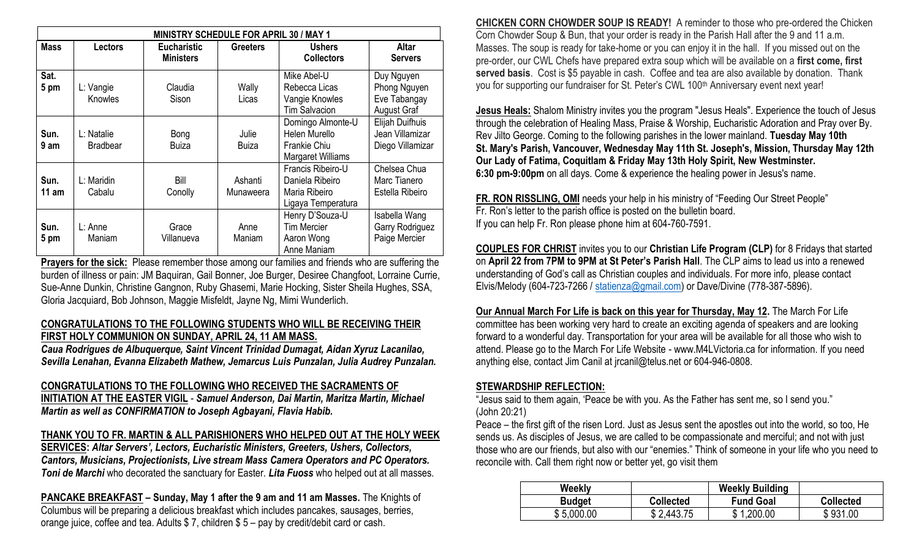| MINISTRY SCHEDULE FOR APRIL 30 / MAY 1 | | | | | |
|---|---|---|---|---|---|
| **Mass** | **Lectors** | **Eucharistic Ministers** | **Greeters** | **Ushers Collectors** | **Altar Servers** |
| Sat. 5 pm | L: Vangie Knowles | Claudia Sison | Wally Licas | Mike Abel-U Rebecca Licas Vangie Knowles Tim Salvacion | Duy Nguyen Phong Nguyen Eve Tabangay August Graf |
| Sun. 9 am | L: Natalie Bradbear | Bong Buiza | Julie Buiza | Domingo Almonte-U Helen Murello Frankie Chiu Margaret Williams | Elijah Duifhuis Jean Villamizar Diego Villamizar |
| Sun. 11 am | L: Maridin Cabalu | Bill Conolly | Ashanti Munaweera | Francis Ribeiro-U Daniela Ribeiro Maria Ribeiro Ligaya Temperatura | Chelsea Chua Marc Tianero Estella Ribeiro |
| Sun. 5 pm | L: Anne Maniam | Grace Villanueva | Anne Maniam | Henry D'Souza-U Tim Mercier Aaron Wong Anne Maniam | Isabella Wang Garry Rodriguez Paige Mercier |

**Prayers for the sick:** Please remember those among our families and friends who are suffering the burden of illness or pain: JM Baquiran, Gail Bonner, Joe Burger, Desiree Changfoot, Lorraine Currie, Sue-Anne Dunkin, Christine Gangnon, Ruby Ghasemi, Marie Hocking, Sister Sheila Hughes, SSA, Gloria Jacquiard, Bob Johnson, Maggie Misfeldt, Jayne Ng, Mimi Wunderlich.

**CONGRATULATIONS TO THE FOLLOWING STUDENTS WHO WILL BE RECEIVING THEIR FIRST HOLY COMMUNION ON SUNDAY, APRIL 24, 11 AM MASS.**

***Caua Rodrigues de Albuquerque, Saint Vincent Trinidad Dumagat, Aidan Xyruz Lacanilao, Sevilla Lenahan, Evanna Elizabeth Mathew, Jemarcus Luis Punzalan, Julia Audrey Punzalan.***

**CONGRATULATIONS TO THE FOLLOWING WHO RECEIVED THE SACRAMENTS OF INITIATION AT THE EASTER VIGIL** - ***Samuel Anderson, Dai Martin, Maritza Martin, Michael Martin as well as CONFIRMATION to Joseph Agbayani, Flavia Habib.***

**THANK YOU TO FR. MARTIN & ALL PARISHIONERS WHO HELPED OUT AT THE HOLY WEEK SERVICES:** ***Altar Servers', Lectors, Eucharistic Ministers, Greeters, Ushers, Collectors, Cantors, Musicians, Projectionists, Live stream Mass Camera Operators and PC Operators. Toni de Marchi*** who decorated the sanctuary for Easter. ***Lita Fuoss*** who helped out at all masses.

**PANCAKE BREAKFAST – Sunday, May 1 after the 9 am and 11 am Masses.** The Knights of Columbus will be preparing a delicious breakfast which includes pancakes, sausages, berries, orange juice, coffee and tea. Adults $ 7, children $ 5 – pay by credit/debit card or cash.

**CHICKEN CORN CHOWDER SOUP IS READY!** A reminder to those who pre-ordered the Chicken Corn Chowder Soup & Bun, that your order is ready in the Parish Hall after the 9 and 11 a.m. Masses. The soup is ready for take-home or you can enjoy it in the hall. If you missed out on the pre-order, our CWL Chefs have prepared extra soup which will be available on a **first come, first served basis**. Cost is $5 payable in cash. Coffee and tea are also available by donation. Thank you for supporting our fundraiser for St. Peter's CWL 100th Anniversary event next year!

**Jesus Heals:** Shalom Ministry invites you the program "Jesus Heals". Experience the touch of Jesus through the celebration of Healing Mass, Praise & Worship, Eucharistic Adoration and Pray over By. Rev Jilto George. Coming to the following parishes in the lower mainland. **Tuesday May 10th St. Mary's Parish, Vancouver, Wednesday May 11th St. Joseph's, Mission, Thursday May 12th Our Lady of Fatima, Coquitlam & Friday May 13th Holy Spirit, New Westminster. 6:30 pm-9:00pm** on all days. Come & experience the healing power in Jesus's name.

**FR. RON RISSLING, OMI** needs your help in his ministry of "Feeding Our Street People"
Fr. Ron's letter to the parish office is posted on the bulletin board.
If you can help Fr. Ron please phone him at 604-760-7591.

**COUPLES FOR CHRIST** invites you to our **Christian Life Program (CLP)** for 8 Fridays that started on **April 22 from 7PM to 9PM at St Peter's Parish Hall**. The CLP aims to lead us into a renewed understanding of God's call as Christian couples and individuals. For more info, please contact Elvis/Melody (604-723-7266 / statienza@gmail.com) or Dave/Divine (778-387-5896).

**Our Annual March For Life is back on this year for Thursday, May 12.** The March For Life committee has been working very hard to create an exciting agenda of speakers and are looking forward to a wonderful day. Transportation for your area will be available for all those who wish to attend. Please go to the March For Life Website - www.M4LVictoria.ca for information. If you need anything else, contact Jim Canil at jrcanil@telus.net or 604-946-0808.

**STEWARDSHIP REFLECTION:**

"Jesus said to them again, 'Peace be with you. As the Father has sent me, so I send you." (John 20:21)

Peace – the first gift of the risen Lord. Just as Jesus sent the apostles out into the world, so too, He sends us. As disciples of Jesus, we are called to be compassionate and merciful; and not with just those who are our friends, but also with our "enemies." Think of someone in your life who you need to reconcile with. Call them right now or better yet, go visit them

| Weekly Budget | Collected | Weekly Building Fund Goal | Collected |
|---|---|---|---|
| $ 5,000.00 | $ 2,443.75 | $ 1,200.00 | $ 931.00 |